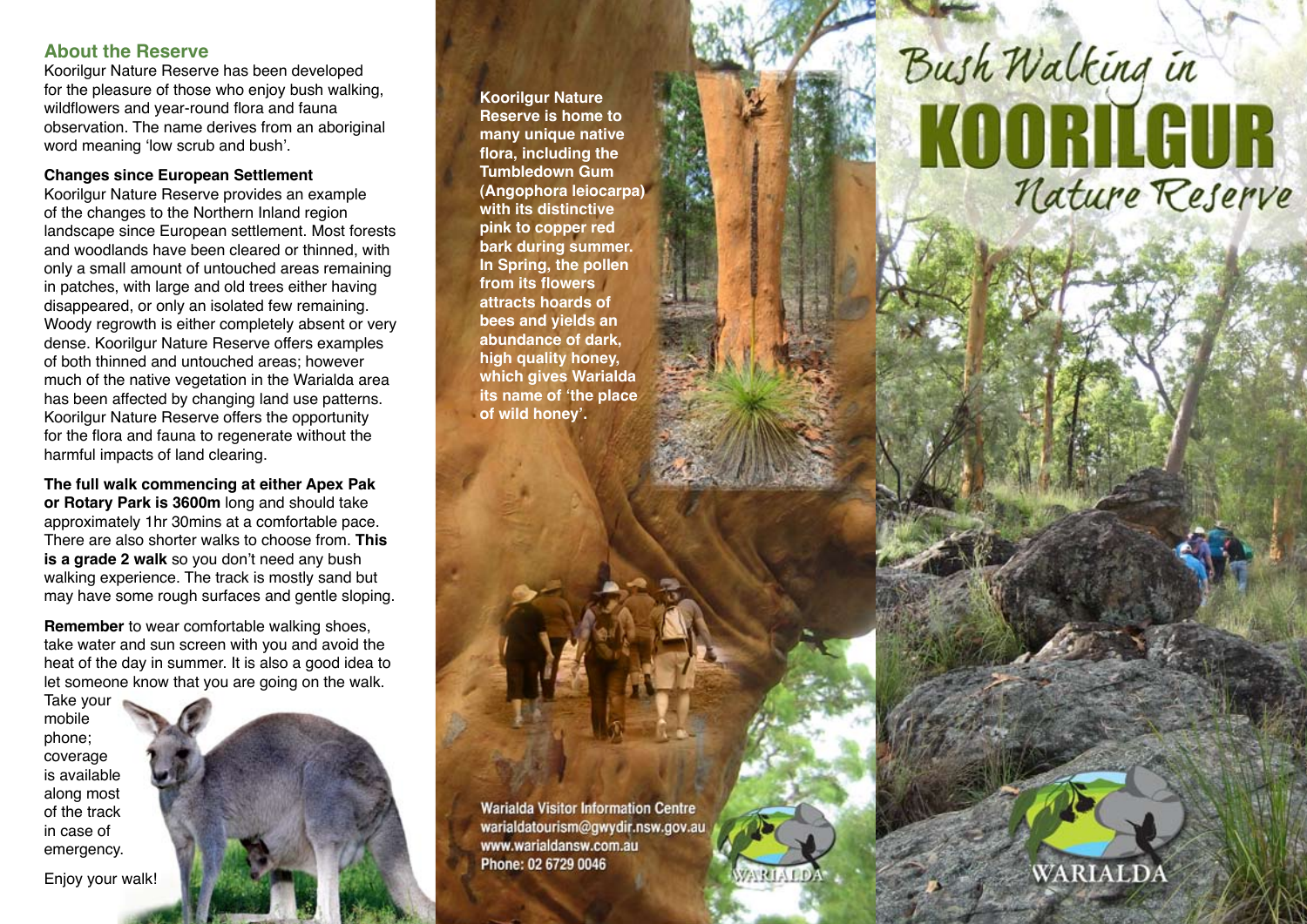## About the Reserve

Koorilgur Nature Reserve has been developed for the pleasure of those who enjoy bush walking, wildflowers and year-round flora and fauna observation. The name derives from an aboriginal word meaning 'low scrub and bush'.

### Changes since European Settlement

Koorilgur Nature Reserve provides an example of the changes to the Northern Inland region landscape since European settlement. Most forests and woodlands have been cleared or thinned, with only a small amount of untouched areas remaining in patches, with large and old trees either having disappeared, or only an isolated few remaining. Woody regrowth is either completely absent or very dense. Koorilgur Nature Reserve offers examples of both thinned and untouched areas; however much of the native vegetation in the Warialda area has been affected by changing land use patterns. Koorilgur Nature Reserve offers the opportunity for the flora and fauna to regenerate without the harmful impacts of land clearing.

**The full walk commencing at either Apex Pak or Rotary Park is 3600m** long and should take approximately 1hr 30mins at a comfortable pace. There are also shorter walks to choose from. **This is a grade 2 walk** so you don't need any bush walking experience. The track is mostly sand but may have some rough surfaces and gentle sloping.

**Remember** to wear comfortable walking shoes, take water and sun screen with you and avoid the heat of the day in summer. It is also a good idea to let someone know that you are going on the walk. Take your mobile phone; coverage is available along most of the track in case of emergency.

Enjoy your walk!

**Koorilgur Nature Reserve is home to many unique native flora, including the Tumbledown Gum (Angophora leiocarpa) with its distinctive pink to copper red bark during summer. In Spring, the pollen from its flowers attracts hoards of bees and yields an abundance of dark, high quality honey, which gives Warialda its name of 'the place of wild honey'.**

Warialda Visitor Information Centre
warialdatourism@gwydir.nsw.gov.au
www.warialdansw.com.au
Phone: 02 6729 0046

WARIALDA

# Bush Walking in KOORILGUR Nature Reserve

WARIALDA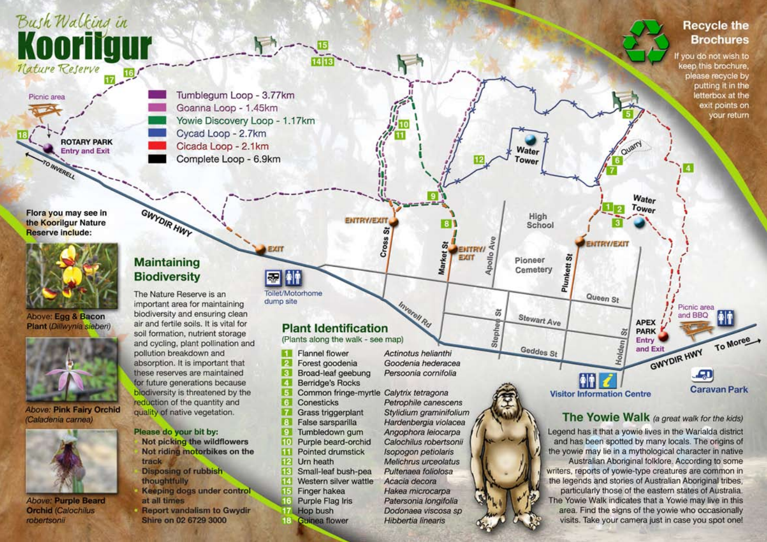# Bush Walking in Koorilgur Nature Reserve

- Tumblegum Loop - 3.77km
- Goanna Loop - 1.45km
- Yowie Discovery Loop - 1.17km
- Cycad Loop - 2.7km
- Cicada Loop - 2.1km
- Complete Loop - 6.9km

## Recycle the Brochures

If you do not wish to keep this brochure, please recycle by putting it in the letterbox at the exit points on your return

Picnic area

ROTARY PARK Entry and Exit

TO INVERELL

GWYDIR HWY

EXIT

ENTRY/EXIT

Cross St

Market St

ENTRY/ EXIT

Apollo Ave

High School

Pioneer Cemetery

Plunkett St

ENTRY/EXIT

Water Tower

Quarry

Water Tower

Toilet/Motorhome dump site

Inverell Rd

Stephens St

Stewart Ave

Geddes St

Queen St

Holden St

APEX PARK Entry and Exit

Picnic area and BBQ

GWYDIR HWY

To Moree

Visitor Information Centre

Caravan Park

Flora you may see in the Koorilgur Nature Reserve include:

Above: Egg & Bacon Plant (*Dillwynia sieberi*)

Above: Pink Fairy Orchid (*Caladenia carnea*)

Above: Purple Beard Orchid (*Calochilus robertsonii*)

## Maintaining Biodiversity

The Nature Reserve is an important area for maintaining biodiversity and ensuring clean air and fertile soils. It is vital for soil formation, nutrient storage and cycling, plant pollination and pollution breakdown and absorption. It is important that these reserves are maintained for future generations because biodiversity is threatened by the reduction of the quantity and quality of native vegetation.

**Please do your bit by:**

- Not picking the wildflowers
- Not riding motorbikes on the track
- Disposing of rubbish thoughtfully
- Keeping dogs under control at all times
- Report vandalism to Gwydir Shire on 02 6729 3000

## Plant Identification

(Plants along the walk - see map)

| | | |
|---|---|---|
| 1 | Flannel flower | *Actinotus helianthi* |
| 2 | Forest goodenia | *Goodenia hederacea* |
| 3 | Broad-leaf geebung | *Persoonia cornifolia* |
| 4 | Berridge's Rocks | |
| 5 | Common fringe-myrtle | *Calytrix tetragona* |
| 6 | Conesticks | *Petrophile canescens* |
| 7 | Grass triggerplant | *Stylidium graminifolium* |
| 8 | False sarsparilla | *Hardenbergia violacea* |
| 9 | Tumbledown gum | *Angophora leiocarpa* |
| 10 | Purple beard-orchid | *Calochilus robertsonii* |
| 11 | Pointed drumstick | *Isopogon petiolaris* |
| 12 | Urn heath | *Melichrus urceolatus* |
| 13 | Small-leaf bush-pea | *Pultenaea foliolosa* |
| 14 | Western silver wattle | *Acacia decora* |
| 15 | Finger hakea | *Hakea microcarpa* |
| 16 | Purple Flag Iris | *Patersonia longifolia* |
| 17 | Hop bush | *Dodonaea viscosa sp* |
| 18 | Guinea flower | *Hibbertia linearis* |

## The Yowie Walk *(a great walk for the kids)*

Legend has it that a yowie lives in the Warialda district and has been spotted by many locals. The origins of the yowie may lie in a mythological character in native Australian Aboriginal folklore. According to some writers, reports of yowie-type creatures are common in the legends and stories of Australian Aboriginal tribes, particularly those of the eastern states of Australia. The Yowie Walk indicates that a Yowie may live in this area. Find the signs of the yowie who occasionally visits. Take your camera just in case you spot one!